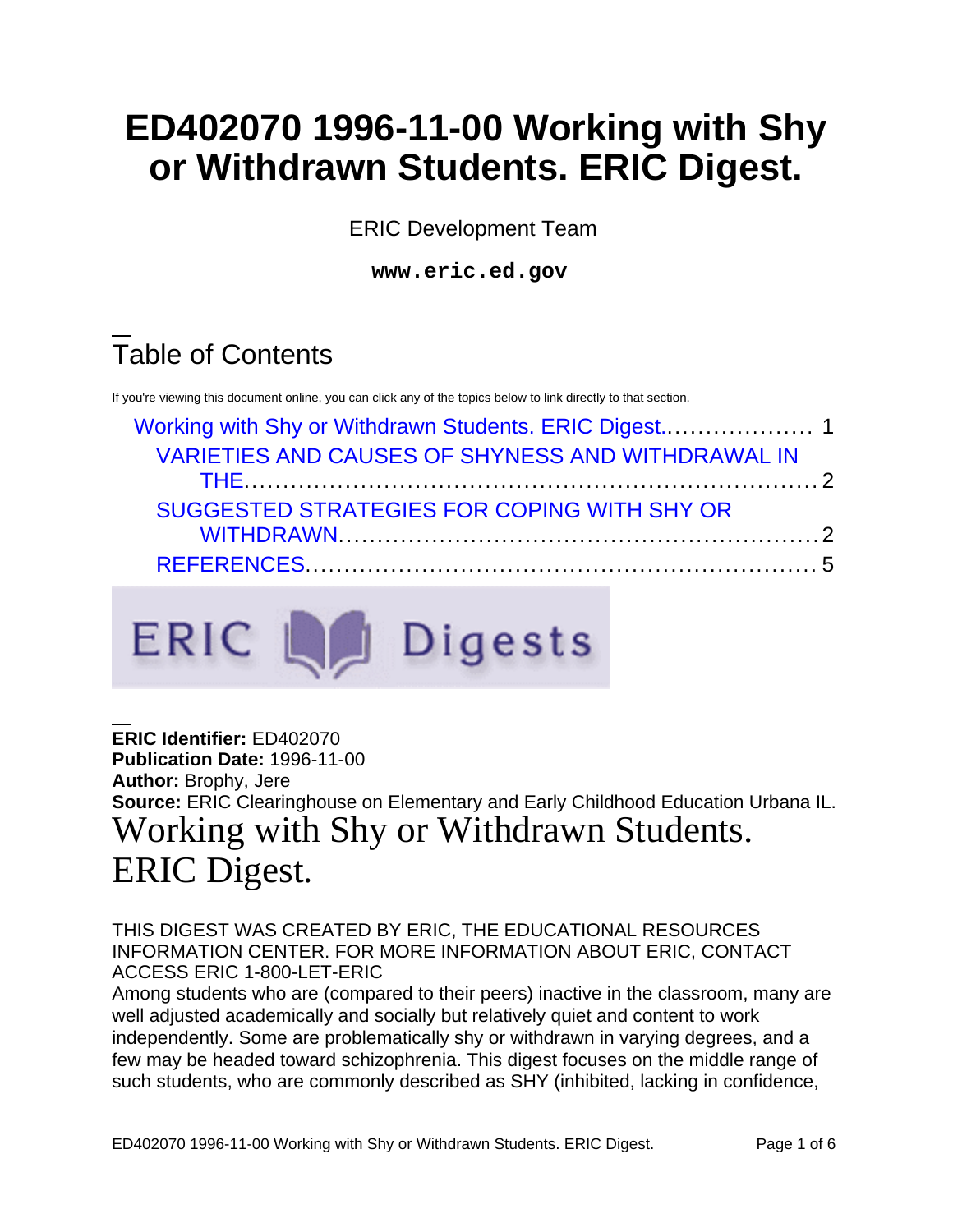# ED402070 1996-11-00 Working with Shy or Withdrawn Students. ERIC Digest.

ERIC Development Team

**www.eric.ed.gov**

## Table of Contents

If you're viewing this document online, you can click any of the topics below to link directly to that section.

- Working with Shy or Withdrawn Students. ERIC Digest.................... 1
  - VARIETIES AND CAUSES OF SHYNESS AND WITHDRAWAL IN THE.......................................................................... 2
  - SUGGESTED STRATEGIES FOR COPING WITH SHY OR WITHDRAWN.............................................................. 2
  - REFERENCES................................................................. 5

ERIC Digests

**ERIC Identifier:** ED402070
**Publication Date:** 1996-11-00
**Author:** Brophy, Jere
**Source:** ERIC Clearinghouse on Elementary and Early Childhood Education Urbana IL.

# Working with Shy or Withdrawn Students. ERIC Digest.

THIS DIGEST WAS CREATED BY ERIC, THE EDUCATIONAL RESOURCES INFORMATION CENTER. FOR MORE INFORMATION ABOUT ERIC, CONTACT ACCESS ERIC 1-800-LET-ERIC

Among students who are (compared to their peers) inactive in the classroom, many are well adjusted academically and socially but relatively quiet and content to work independently. Some are problematically shy or withdrawn in varying degrees, and a few may be headed toward schizophrenia. This digest focuses on the middle range of such students, who are commonly described as SHY (inhibited, lacking in confidence,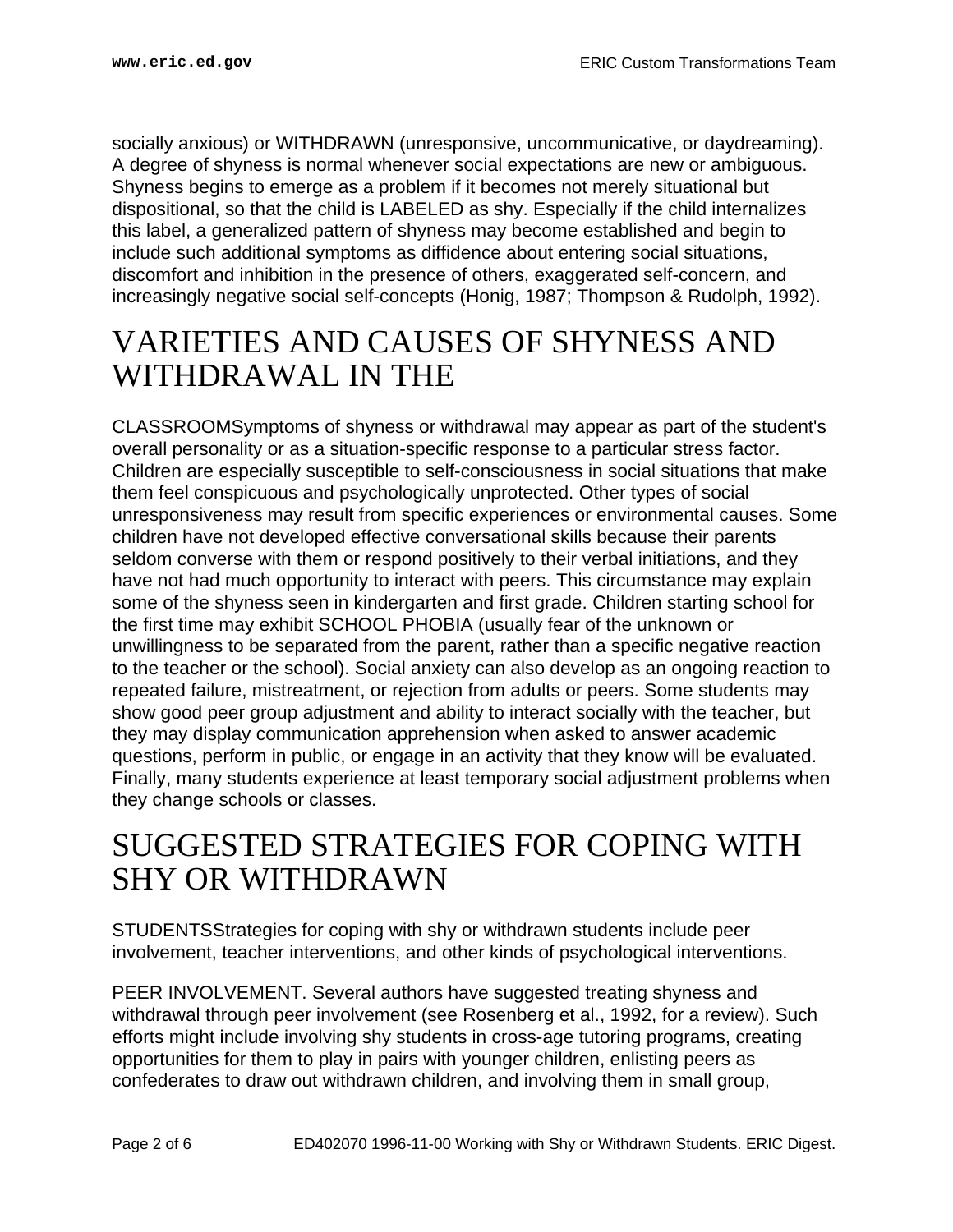socially anxious) or WITHDRAWN (unresponsive, uncommunicative, or daydreaming). A degree of shyness is normal whenever social expectations are new or ambiguous. Shyness begins to emerge as a problem if it becomes not merely situational but dispositional, so that the child is LABELED as shy. Especially if the child internalizes this label, a generalized pattern of shyness may become established and begin to include such additional symptoms as diffidence about entering social situations, discomfort and inhibition in the presence of others, exaggerated self-concern, and increasingly negative social self-concepts (Honig, 1987; Thompson & Rudolph, 1992).

# VARIETIES AND CAUSES OF SHYNESS AND WITHDRAWAL IN THE

CLASSROOMSymptoms of shyness or withdrawal may appear as part of the student's overall personality or as a situation-specific response to a particular stress factor. Children are especially susceptible to self-consciousness in social situations that make them feel conspicuous and psychologically unprotected. Other types of social unresponsiveness may result from specific experiences or environmental causes. Some children have not developed effective conversational skills because their parents seldom converse with them or respond positively to their verbal initiations, and they have not had much opportunity to interact with peers. This circumstance may explain some of the shyness seen in kindergarten and first grade. Children starting school for the first time may exhibit SCHOOL PHOBIA (usually fear of the unknown or unwillingness to be separated from the parent, rather than a specific negative reaction to the teacher or the school). Social anxiety can also develop as an ongoing reaction to repeated failure, mistreatment, or rejection from adults or peers. Some students may show good peer group adjustment and ability to interact socially with the teacher, but they may display communication apprehension when asked to answer academic questions, perform in public, or engage in an activity that they know will be evaluated. Finally, many students experience at least temporary social adjustment problems when they change schools or classes.

# SUGGESTED STRATEGIES FOR COPING WITH SHY OR WITHDRAWN

STUDENTSStrategies for coping with shy or withdrawn students include peer involvement, teacher interventions, and other kinds of psychological interventions.

PEER INVOLVEMENT. Several authors have suggested treating shyness and withdrawal through peer involvement (see Rosenberg et al., 1992, for a review). Such efforts might include involving shy students in cross-age tutoring programs, creating opportunities for them to play in pairs with younger children, enlisting peers as confederates to draw out withdrawn children, and involving them in small group,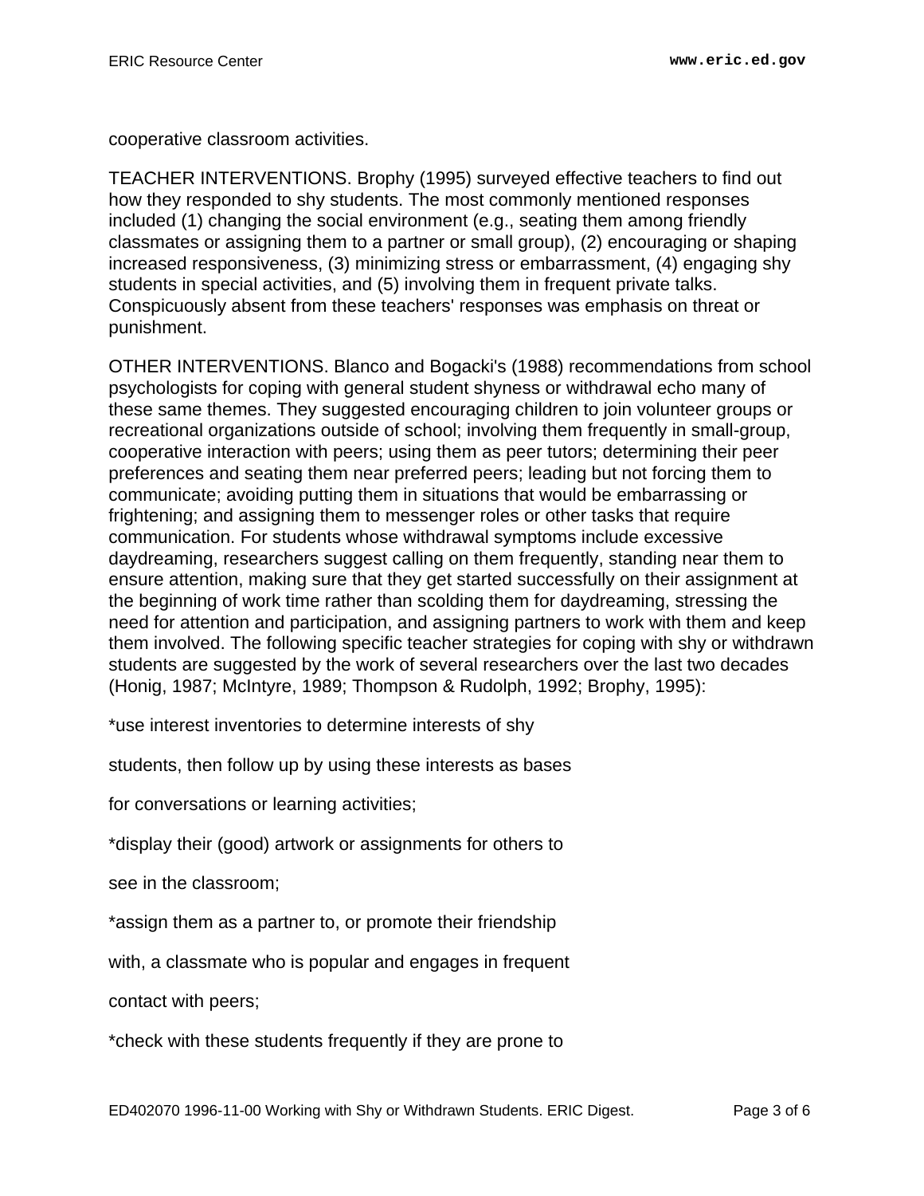cooperative classroom activities.

TEACHER INTERVENTIONS. Brophy (1995) surveyed effective teachers to find out how they responded to shy students. The most commonly mentioned responses included (1) changing the social environment (e.g., seating them among friendly classmates or assigning them to a partner or small group), (2) encouraging or shaping increased responsiveness, (3) minimizing stress or embarrassment, (4) engaging shy students in special activities, and (5) involving them in frequent private talks. Conspicuously absent from these teachers' responses was emphasis on threat or punishment.

OTHER INTERVENTIONS. Blanco and Bogacki's (1988) recommendations from school psychologists for coping with general student shyness or withdrawal echo many of these same themes. They suggested encouraging children to join volunteer groups or recreational organizations outside of school; involving them frequently in small-group, cooperative interaction with peers; using them as peer tutors; determining their peer preferences and seating them near preferred peers; leading but not forcing them to communicate; avoiding putting them in situations that would be embarrassing or frightening; and assigning them to messenger roles or other tasks that require communication. For students whose withdrawal symptoms include excessive daydreaming, researchers suggest calling on them frequently, standing near them to ensure attention, making sure that they get started successfully on their assignment at the beginning of work time rather than scolding them for daydreaming, stressing the need for attention and participation, and assigning partners to work with them and keep them involved. The following specific teacher strategies for coping with shy or withdrawn students are suggested by the work of several researchers over the last two decades (Honig, 1987; McIntyre, 1989; Thompson & Rudolph, 1992; Brophy, 1995):

*use interest inventories to determine interests of shy students, then follow up by using these interests as bases for conversations or learning activities;

*display their (good) artwork or assignments for others to see in the classroom;

*assign them as a partner to, or promote their friendship with, a classmate who is popular and engages in frequent contact with peers;

*check with these students frequently if they are prone to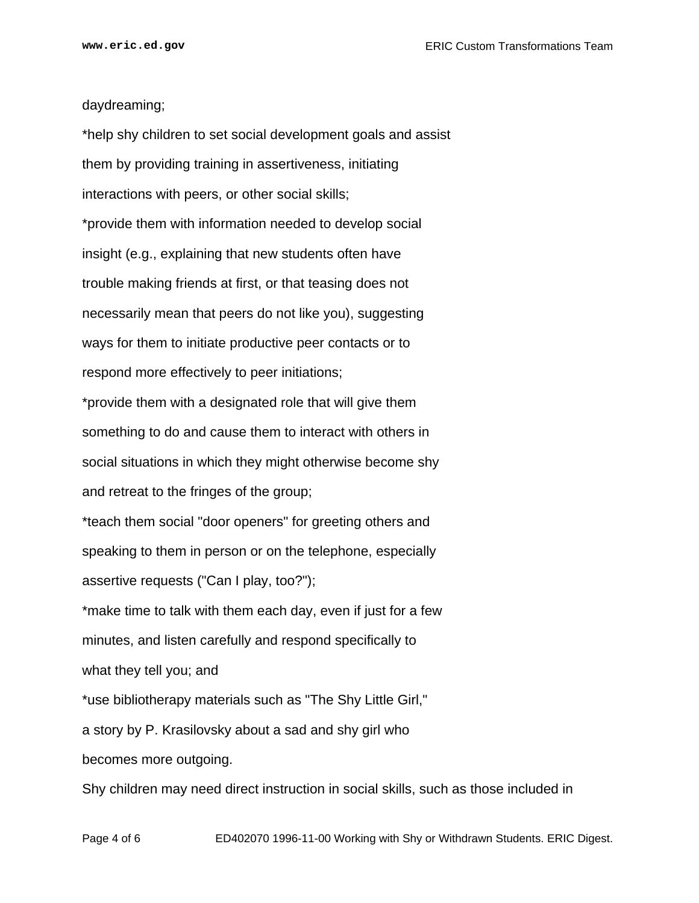daydreaming;

*help shy children to set social development goals and assist them by providing training in assertiveness, initiating interactions with peers, or other social skills;

*provide them with information needed to develop social insight (e.g., explaining that new students often have trouble making friends at first, or that teasing does not necessarily mean that peers do not like you), suggesting ways for them to initiate productive peer contacts or to respond more effectively to peer initiations;

*provide them with a designated role that will give them something to do and cause them to interact with others in social situations in which they might otherwise become shy and retreat to the fringes of the group;

*teach them social "door openers" for greeting others and speaking to them in person or on the telephone, especially assertive requests ("Can I play, too?");

*make time to talk with them each day, even if just for a few minutes, and listen carefully and respond specifically to what they tell you; and

*use bibliotherapy materials such as "The Shy Little Girl," a story by P. Krasilovsky about a sad and shy girl who becomes more outgoing.

Shy children may need direct instruction in social skills, such as those included in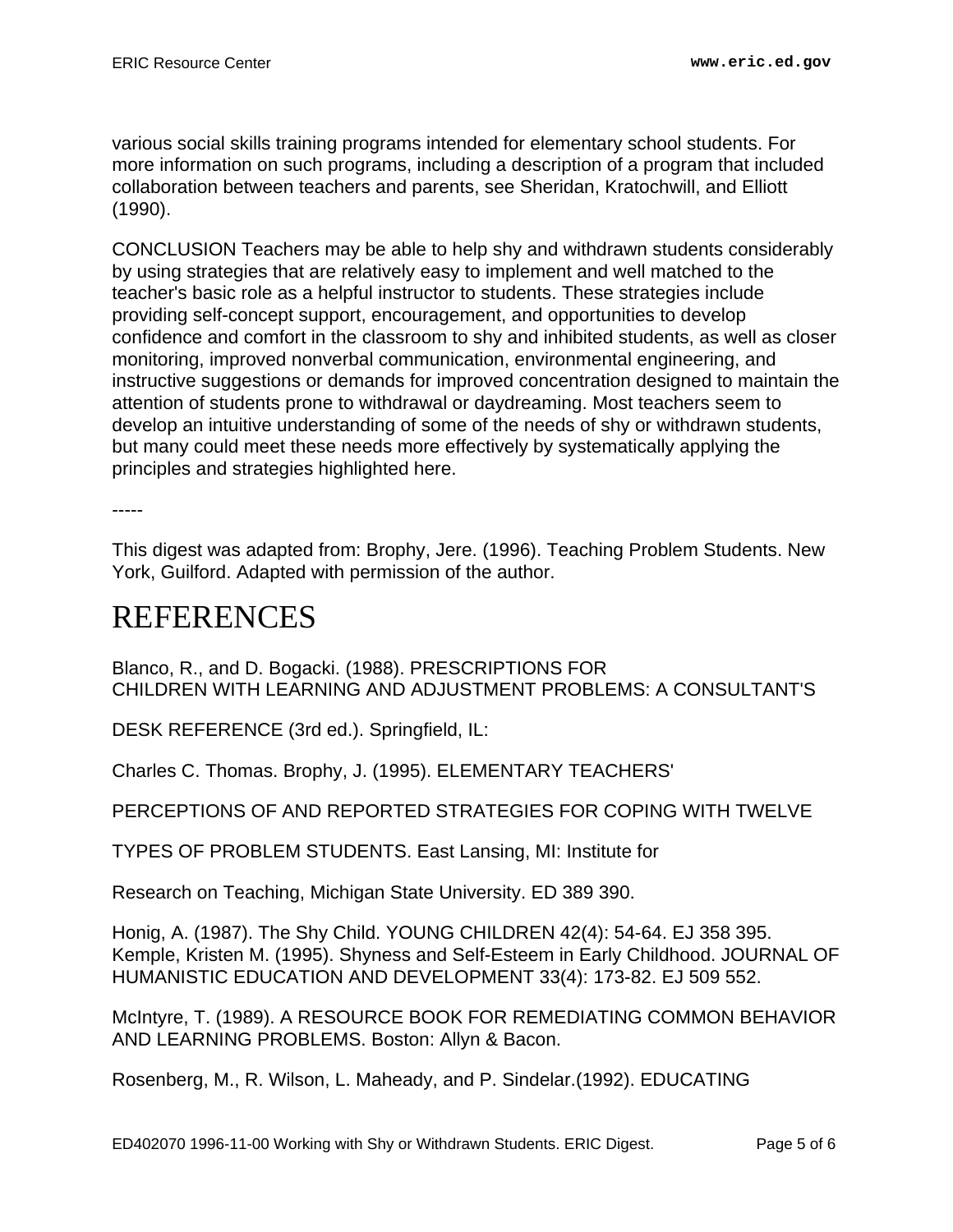various social skills training programs intended for elementary school students. For more information on such programs, including a description of a program that included collaboration between teachers and parents, see Sheridan, Kratochwill, and Elliott (1990).

CONCLUSION Teachers may be able to help shy and withdrawn students considerably by using strategies that are relatively easy to implement and well matched to the teacher's basic role as a helpful instructor to students. These strategies include providing self-concept support, encouragement, and opportunities to develop confidence and comfort in the classroom to shy and inhibited students, as well as closer monitoring, improved nonverbal communication, environmental engineering, and instructive suggestions or demands for improved concentration designed to maintain the attention of students prone to withdrawal or daydreaming. Most teachers seem to develop an intuitive understanding of some of the needs of shy or withdrawn students, but many could meet these needs more effectively by systematically applying the principles and strategies highlighted here.

-----

This digest was adapted from: Brophy, Jere. (1996). Teaching Problem Students. New York, Guilford. Adapted with permission of the author.

# REFERENCES

Blanco, R., and D. Bogacki. (1988). PRESCRIPTIONS FOR CHILDREN WITH LEARNING AND ADJUSTMENT PROBLEMS: A CONSULTANT'S

DESK REFERENCE (3rd ed.). Springfield, IL:

Charles C. Thomas. Brophy, J. (1995). ELEMENTARY TEACHERS'

PERCEPTIONS OF AND REPORTED STRATEGIES FOR COPING WITH TWELVE

TYPES OF PROBLEM STUDENTS. East Lansing, MI: Institute for

Research on Teaching, Michigan State University. ED 389 390.

Honig, A. (1987). The Shy Child. YOUNG CHILDREN 42(4): 54-64. EJ 358 395. Kemple, Kristen M. (1995). Shyness and Self-Esteem in Early Childhood. JOURNAL OF HUMANISTIC EDUCATION AND DEVELOPMENT 33(4): 173-82. EJ 509 552.

McIntyre, T. (1989). A RESOURCE BOOK FOR REMEDIATING COMMON BEHAVIOR AND LEARNING PROBLEMS. Boston: Allyn & Bacon.

Rosenberg, M., R. Wilson, L. Maheady, and P. Sindelar.(1992). EDUCATING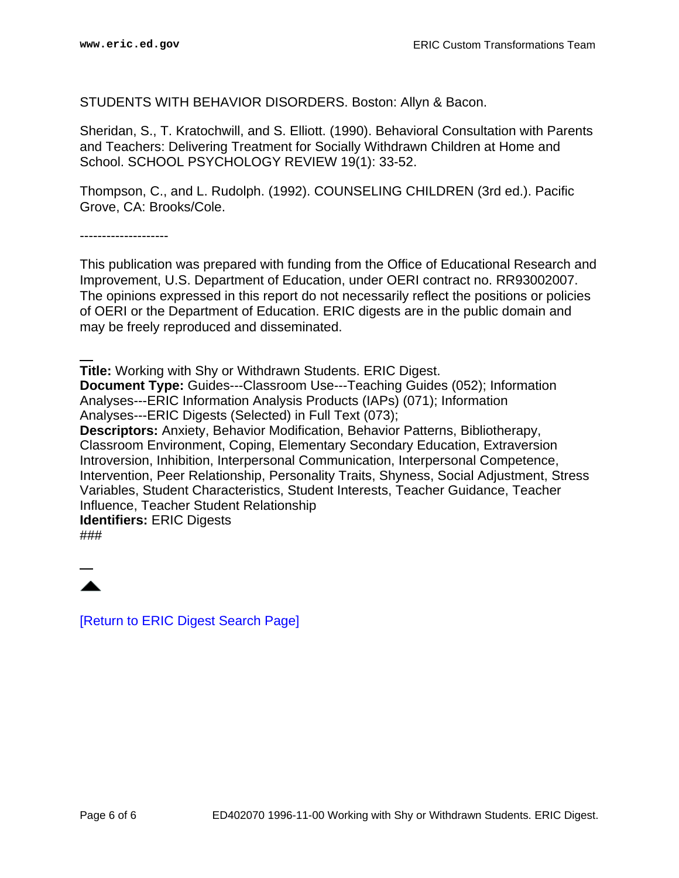STUDENTS WITH BEHAVIOR DISORDERS. Boston: Allyn & Bacon.

Sheridan, S., T. Kratochwill, and S. Elliott. (1990). Behavioral Consultation with Parents and Teachers: Delivering Treatment for Socially Withdrawn Children at Home and School. SCHOOL PSYCHOLOGY REVIEW 19(1): 33-52.

Thompson, C., and L. Rudolph. (1992). COUNSELING CHILDREN (3rd ed.). Pacific Grove, CA: Brooks/Cole.

--------------------

This publication was prepared with funding from the Office of Educational Research and Improvement, U.S. Department of Education, under OERI contract no. RR93002007. The opinions expressed in this report do not necessarily reflect the positions or policies of OERI or the Department of Education. ERIC digests are in the public domain and may be freely reproduced and disseminated.

---

**Title:** Working with Shy or Withdrawn Students. ERIC Digest.
**Document Type:** Guides---Classroom Use---Teaching Guides (052); Information Analyses---ERIC Information Analysis Products (IAPs) (071); Information Analyses---ERIC Digests (Selected) in Full Text (073);
**Descriptors:** Anxiety, Behavior Modification, Behavior Patterns, Bibliotherapy, Classroom Environment, Coping, Elementary Secondary Education, Extraversion Introversion, Inhibition, Interpersonal Communication, Interpersonal Competence, Intervention, Peer Relationship, Personality Traits, Shyness, Social Adjustment, Stress Variables, Student Characteristics, Student Interests, Teacher Guidance, Teacher Influence, Teacher Student Relationship
**Identifiers:** ERIC Digests
###

---

[Return to ERIC Digest Search Page]